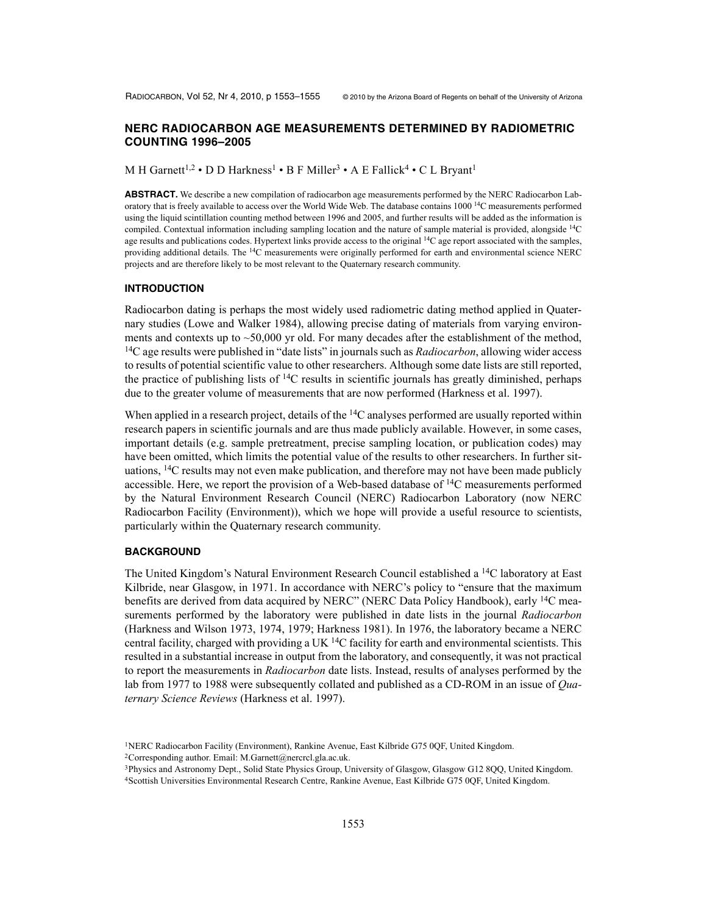# NERC RADIOCARBON AGE MEASUREMENTS DETERMINED BY RADIOMETRIC COUNTING 1996–2005

M H Garnett[1,2] • D D Harkness[1] • B F Miller[3] • A E Fallick[4] • C L Bryant[1]

**ABSTRACT.** We describe a new compilation of radiocarbon age measurements performed by the NERC Radiocarbon Laboratory that is freely available to access over the World Wide Web. The database contains 1000 $^{14}$C measurements performed using the liquid scintillation counting method between 1996 and 2005, and further results will be added as the information is compiled. Contextual information including sampling location and the nature of sample material is provided, alongside $^{14}$C age results and publications codes. Hypertext links provide access to the original $^{14}$C age report associated with the samples, providing additional details. The $^{14}$C measurements were originally performed for earth and environmental science NERC projects and are therefore likely to be most relevant to the Quaternary research community.

## INTRODUCTION

Radiocarbon dating is perhaps the most widely used radiometric dating method applied in Quaternary studies (Lowe and Walker 1984), allowing precise dating of materials from varying environments and contexts up to ~50,000 yr old. For many decades after the establishment of the method, $^{14}$C age results were published in "date lists" in journals such as *Radiocarbon*, allowing wider access to results of potential scientific value to other researchers. Although some date lists are still reported, the practice of publishing lists of $^{14}$C results in scientific journals has greatly diminished, perhaps due to the greater volume of measurements that are now performed (Harkness et al. 1997).

When applied in a research project, details of the $^{14}$C analyses performed are usually reported within research papers in scientific journals and are thus made publicly available. However, in some cases, important details (e.g. sample pretreatment, precise sampling location, or publication codes) may have been omitted, which limits the potential value of the results to other researchers. In further situations, $^{14}$C results may not even make publication, and therefore may not have been made publicly accessible. Here, we report the provision of a Web-based database of $^{14}$C measurements performed by the Natural Environment Research Council (NERC) Radiocarbon Laboratory (now NERC Radiocarbon Facility (Environment)), which we hope will provide a useful resource to scientists, particularly within the Quaternary research community.

## BACKGROUND

The United Kingdom's Natural Environment Research Council established a $^{14}$C laboratory at East Kilbride, near Glasgow, in 1971. In accordance with NERC's policy to "ensure that the maximum benefits are derived from data acquired by NERC" (NERC Data Policy Handbook), early $^{14}$C measurements performed by the laboratory were published in date lists in the journal *Radiocarbon* (Harkness and Wilson 1973, 1974, 1979; Harkness 1981). In 1976, the laboratory became a NERC central facility, charged with providing a UK $^{14}$C facility for earth and environmental scientists. This resulted in a substantial increase in output from the laboratory, and consequently, it was not practical to report the measurements in *Radiocarbon* date lists. Instead, results of analyses performed by the lab from 1977 to 1988 were subsequently collated and published as a CD-ROM in an issue of *Quaternary Science Reviews* (Harkness et al. 1997).

[1]NERC Radiocarbon Facility (Environment), Rankine Avenue, East Kilbride G75 0QF, United Kingdom.
[2]Corresponding author. Email: M.Garnett@nercrcl.gla.ac.uk.
[3]Physics and Astronomy Dept., Solid State Physics Group, University of Glasgow, Glasgow G12 8QQ, United Kingdom.
[4]Scottish Universities Environmental Research Centre, Rankine Avenue, East Kilbride G75 0QF, United Kingdom.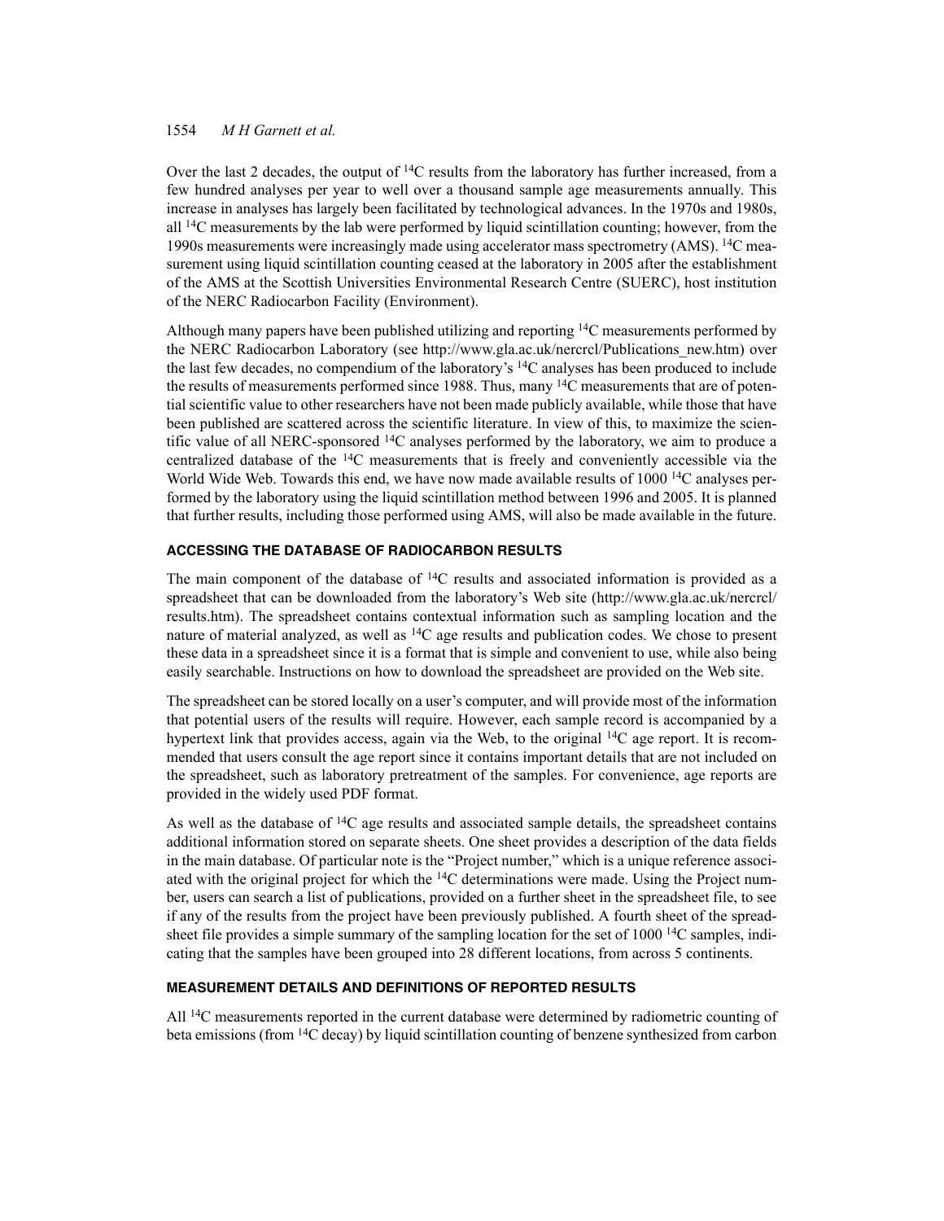Over the last 2 decades, the output of $^{14}C$ results from the laboratory has further increased, from a few hundred analyses per year to well over a thousand sample age measurements annually. This increase in analyses has largely been facilitated by technological advances. In the 1970s and 1980s, all $^{14}C$ measurements by the lab were performed by liquid scintillation counting; however, from the 1990s measurements were increasingly made using accelerator mass spectrometry (AMS). $^{14}C$ measurement using liquid scintillation counting ceased at the laboratory in 2005 after the establishment of the AMS at the Scottish Universities Environmental Research Centre (SUERC), host institution of the NERC Radiocarbon Facility (Environment).

Although many papers have been published utilizing and reporting $^{14}C$ measurements performed by the NERC Radiocarbon Laboratory (see http://www.gla.ac.uk/nercrcl/Publications_new.htm) over the last few decades, no compendium of the laboratory's $^{14}C$ analyses has been produced to include the results of measurements performed since 1988. Thus, many $^{14}C$ measurements that are of potential scientific value to other researchers have not been made publicly available, while those that have been published are scattered across the scientific literature. In view of this, to maximize the scientific value of all NERC-sponsored $^{14}C$ analyses performed by the laboratory, we aim to produce a centralized database of the $^{14}C$ measurements that is freely and conveniently accessible via the World Wide Web. Towards this end, we have now made available results of 1000 $^{14}C$ analyses performed by the laboratory using the liquid scintillation method between 1996 and 2005. It is planned that further results, including those performed using AMS, will also be made available in the future.

## ACCESSING THE DATABASE OF RADIOCARBON RESULTS

The main component of the database of $^{14}C$ results and associated information is provided as a spreadsheet that can be downloaded from the laboratory's Web site (http://www.gla.ac.uk/nercrcl/results.htm). The spreadsheet contains contextual information such as sampling location and the nature of material analyzed, as well as $^{14}C$ age results and publication codes. We chose to present these data in a spreadsheet since it is a format that is simple and convenient to use, while also being easily searchable. Instructions on how to download the spreadsheet are provided on the Web site.

The spreadsheet can be stored locally on a user's computer, and will provide most of the information that potential users of the results will require. However, each sample record is accompanied by a hypertext link that provides access, again via the Web, to the original $^{14}C$ age report. It is recommended that users consult the age report since it contains important details that are not included on the spreadsheet, such as laboratory pretreatment of the samples. For convenience, age reports are provided in the widely used PDF format.

As well as the database of $^{14}C$ age results and associated sample details, the spreadsheet contains additional information stored on separate sheets. One sheet provides a description of the data fields in the main database. Of particular note is the "Project number," which is a unique reference associated with the original project for which the $^{14}C$ determinations were made. Using the Project number, users can search a list of publications, provided on a further sheet in the spreadsheet file, to see if any of the results from the project have been previously published. A fourth sheet of the spreadsheet file provides a simple summary of the sampling location for the set of 1000 $^{14}C$ samples, indicating that the samples have been grouped into 28 different locations, from across 5 continents.

## MEASUREMENT DETAILS AND DEFINITIONS OF REPORTED RESULTS

All $^{14}C$ measurements reported in the current database were determined by radiometric counting of beta emissions (from $^{14}C$ decay) by liquid scintillation counting of benzene synthesized from carbon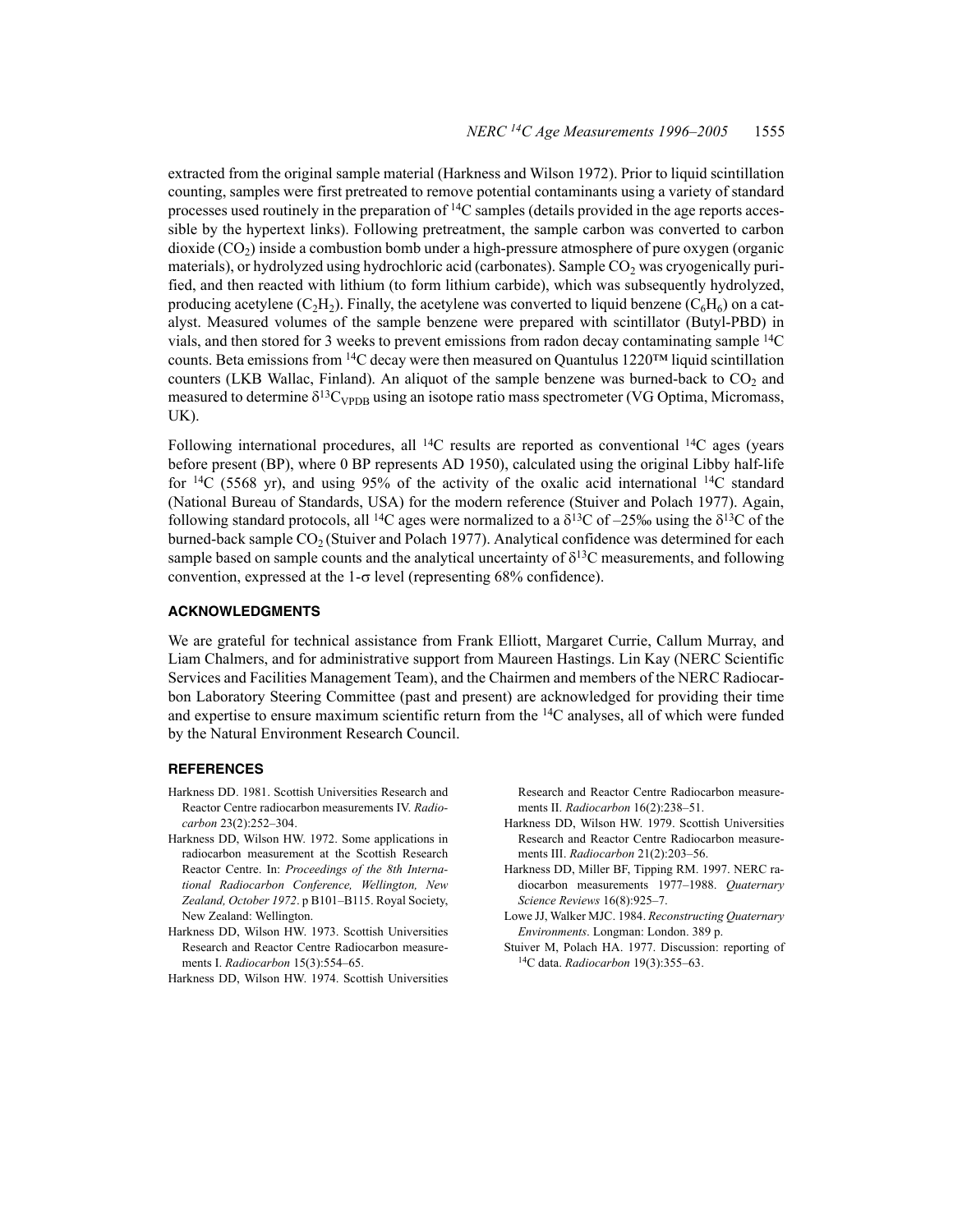extracted from the original sample material (Harkness and Wilson 1972). Prior to liquid scintillation counting, samples were first pretreated to remove potential contaminants using a variety of standard processes used routinely in the preparation of $^{14}C$ samples (details provided in the age reports accessible by the hypertext links). Following pretreatment, the sample carbon was converted to carbon dioxide ($CO_2$) inside a combustion bomb under a high-pressure atmosphere of pure oxygen (organic materials), or hydrolyzed using hydrochloric acid (carbonates). Sample $CO_2$ was cryogenically purified, and then reacted with lithium (to form lithium carbide), which was subsequently hydrolyzed, producing acetylene ($C_2H_2$). Finally, the acetylene was converted to liquid benzene ($C_6H_6$) on a catalyst. Measured volumes of the sample benzene were prepared with scintillator (Butyl-PBD) in vials, and then stored for 3 weeks to prevent emissions from radon decay contaminating sample $^{14}C$ counts. Beta emissions from $^{14}C$ decay were then measured on Quantulus 1220™ liquid scintillation counters (LKB Wallac, Finland). An aliquot of the sample benzene was burned-back to $CO_2$ and measured to determine $\delta^{13}C_{VPDB}$ using an isotope ratio mass spectrometer (VG Optima, Micromass, UK).

Following international procedures, all $^{14}C$ results are reported as conventional $^{14}C$ ages (years before present (BP), where 0 BP represents AD 1950), calculated using the original Libby half-life for $^{14}C$ (5568 yr), and using 95% of the activity of the oxalic acid international $^{14}C$ standard (National Bureau of Standards, USA) for the modern reference (Stuiver and Polach 1977). Again, following standard protocols, all $^{14}C$ ages were normalized to a $\delta^{13}C$ of –25‰ using the $\delta^{13}C$ of the burned-back sample $CO_2$ (Stuiver and Polach 1977). Analytical confidence was determined for each sample based on sample counts and the analytical uncertainty of $\delta^{13}C$ measurements, and following convention, expressed at the 1-$\sigma$ level (representing 68% confidence).

## ACKNOWLEDGMENTS

We are grateful for technical assistance from Frank Elliott, Margaret Currie, Callum Murray, and Liam Chalmers, and for administrative support from Maureen Hastings. Lin Kay (NERC Scientific Services and Facilities Management Team), and the Chairmen and members of the NERC Radiocarbon Laboratory Steering Committee (past and present) are acknowledged for providing their time and expertise to ensure maximum scientific return from the $^{14}C$ analyses, all of which were funded by the Natural Environment Research Council.

## REFERENCES

Harkness DD. 1981. Scottish Universities Research and Reactor Centre radiocarbon measurements IV. *Radiocarbon* 23(2):252–304.

Harkness DD, Wilson HW. 1972. Some applications in radiocarbon measurement at the Scottish Research Reactor Centre. In: *Proceedings of the 8th International Radiocarbon Conference, Wellington, New Zealand, October 1972*. p B101–B115. Royal Society, New Zealand: Wellington.

Harkness DD, Wilson HW. 1973. Scottish Universities Research and Reactor Centre Radiocarbon measurements I. *Radiocarbon* 15(3):554–65.

Harkness DD, Wilson HW. 1974. Scottish Universities Research and Reactor Centre Radiocarbon measurements II. *Radiocarbon* 16(2):238–51.

Harkness DD, Wilson HW. 1979. Scottish Universities Research and Reactor Centre Radiocarbon measurements III. *Radiocarbon* 21(2):203–56.

Harkness DD, Miller BF, Tipping RM. 1997. NERC radiocarbon measurements 1977–1988. *Quaternary Science Reviews* 16(8):925–7.

Lowe JJ, Walker MJC. 1984. *Reconstructing Quaternary Environments*. Longman: London. 389 p.

Stuiver M, Polach HA. 1977. Discussion: reporting of $^{14}C$ data. *Radiocarbon* 19(3):355–63.